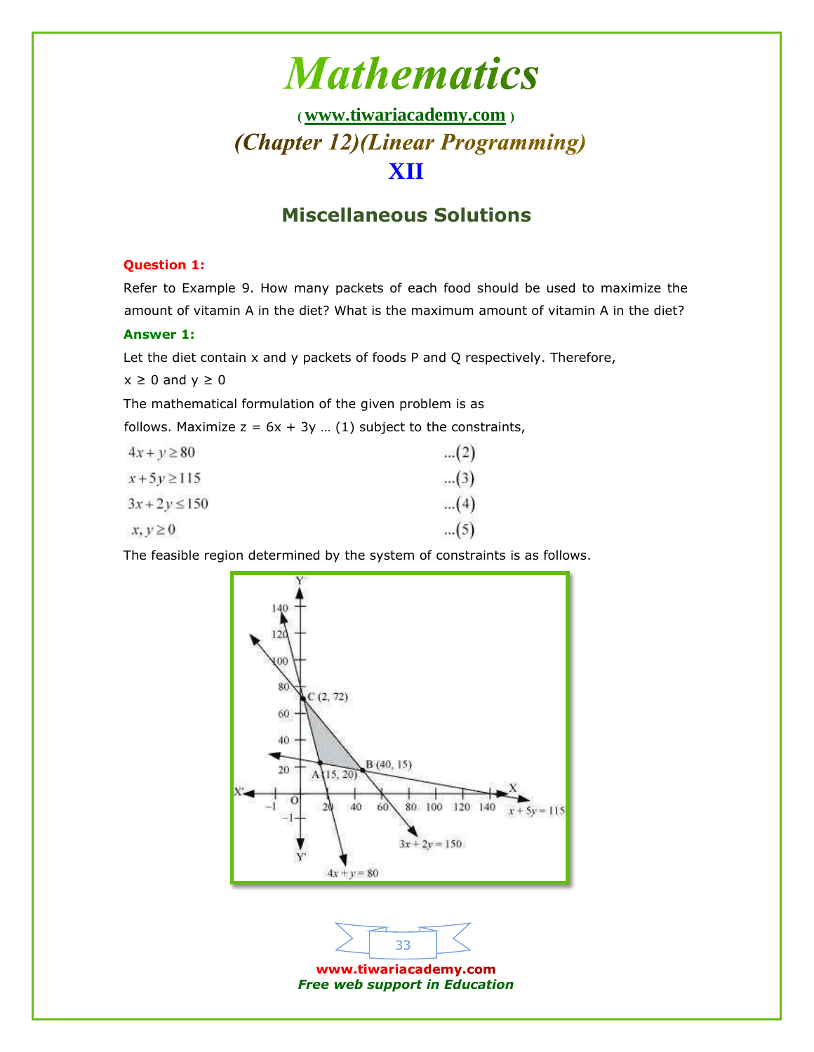# Mathematics

( www.tiwariacademy.com )

## (Chapter 12)(Linear Programming)

## XII

### Miscellaneous Solutions

**Question 1:**

Refer to Example 9. How many packets of each food should be used to maximize the amount of vitamin A in the diet? What is the maximum amount of vitamin A in the diet?

**Answer 1:**

Let the diet contain x and y packets of foods P and Q respectively. Therefore,

$x \geq 0$ and $y \geq 0$

The mathematical formulation of the given problem is as follows. Maximize $z = 6x + 3y$ … (1) subject to the constraints,

$$4x + y \geq 80 \quad \ldots(2)$$

$$x + 5y \geq 115 \quad \ldots(3)$$

$$3x + 2y \leq 150 \quad \ldots(4)$$

$$x, y \geq 0 \quad \ldots(5)$$

The feasible region determined by the system of constraints is as follows.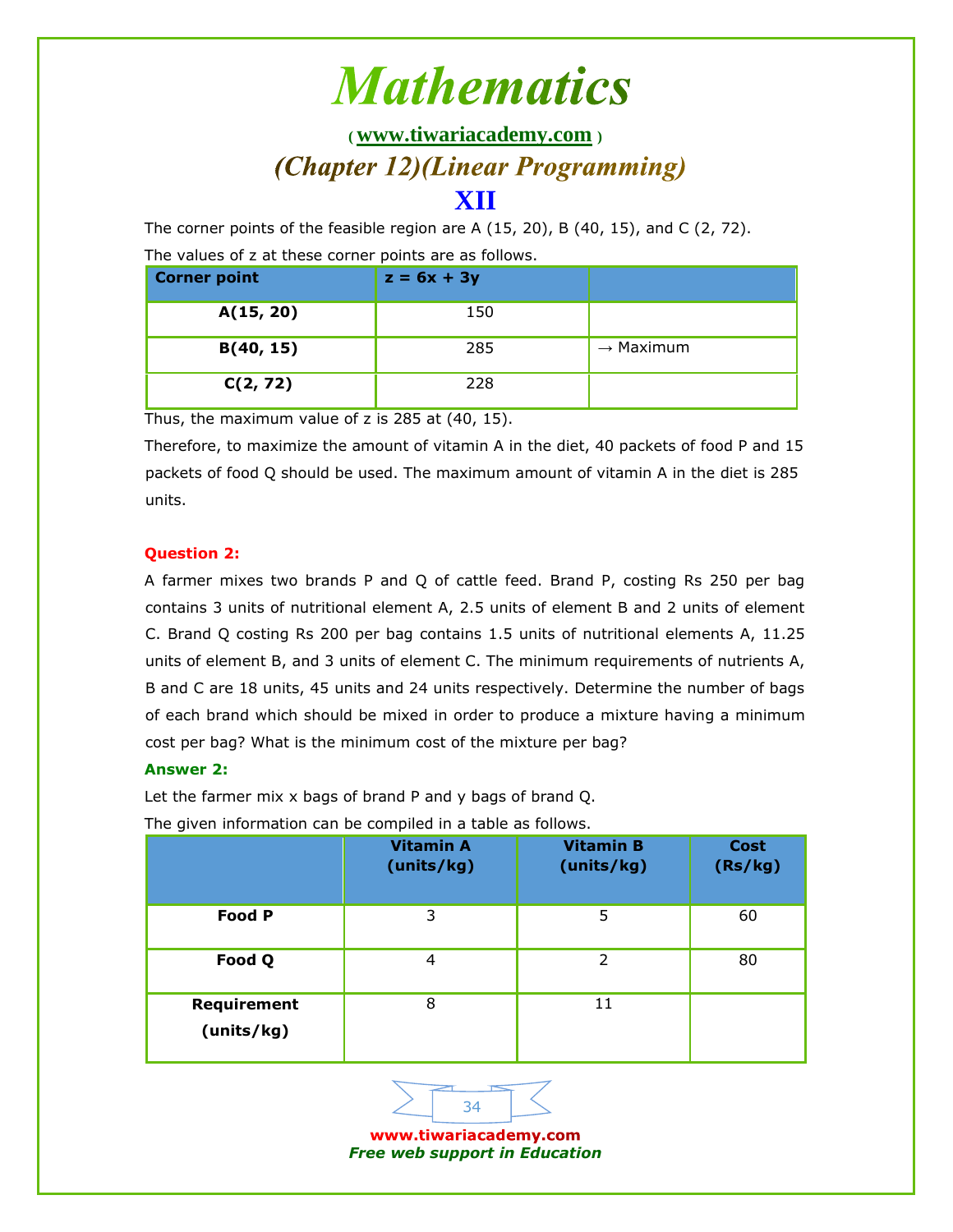The corner points of the feasible region are A (15, 20), B (40, 15), and C (2, 72).

The values of z at these corner points are as follows.

| Corner point | z = 6x + 3y | |
|---|---|---|
| A(15, 20) | 150 | |
| B(40, 15) | 285 | → Maximum |
| C(2, 72) | 228 | |

Thus, the maximum value of z is 285 at (40, 15).

Therefore, to maximize the amount of vitamin A in the diet, 40 packets of food P and 15 packets of food Q should be used. The maximum amount of vitamin A in the diet is 285 units.

**Question 2:**

A farmer mixes two brands P and Q of cattle feed. Brand P, costing Rs 250 per bag contains 3 units of nutritional element A, 2.5 units of element B and 2 units of element C. Brand Q costing Rs 200 per bag contains 1.5 units of nutritional elements A, 11.25 units of element B, and 3 units of element C. The minimum requirements of nutrients A, B and C are 18 units, 45 units and 24 units respectively. Determine the number of bags of each brand which should be mixed in order to produce a mixture having a minimum cost per bag? What is the minimum cost of the mixture per bag?

**Answer 2:**

Let the farmer mix x bags of brand P and y bags of brand Q.

The given information can be compiled in a table as follows.

| | Vitamin A (units/kg) | Vitamin B (units/kg) | Cost (Rs/kg) |
|---|---|---|---|
| Food P | 3 | 5 | 60 |
| Food Q | 4 | 2 | 80 |
| Requirement (units/kg) | 8 | 11 | |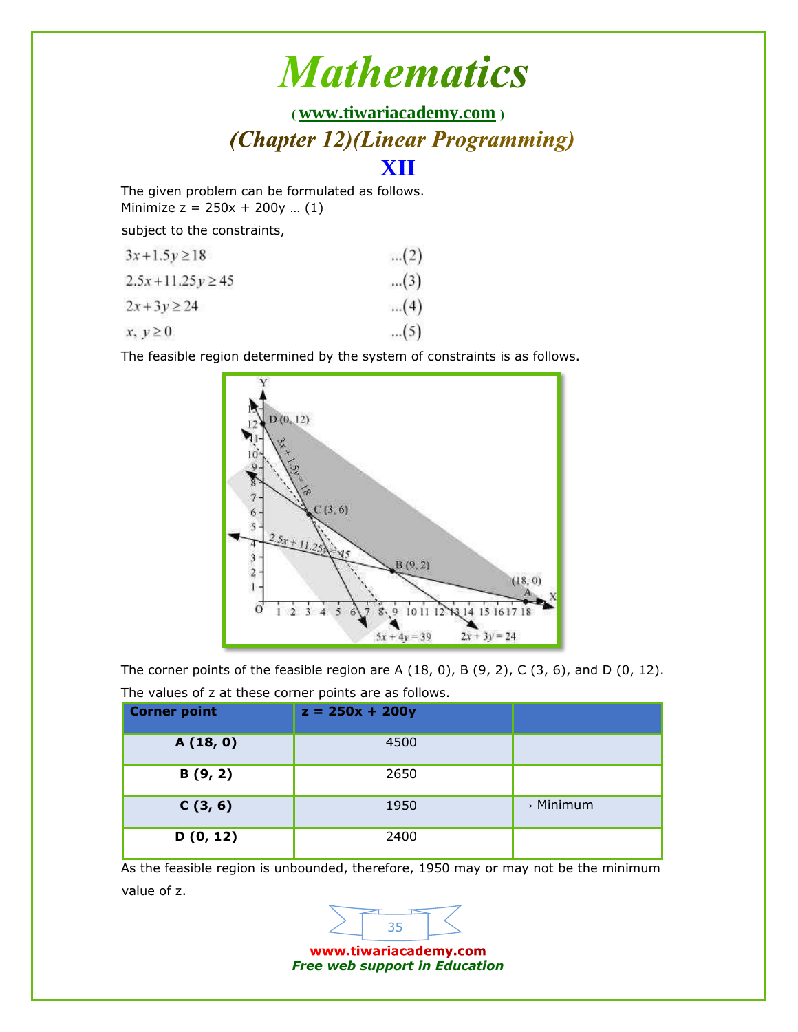The given problem can be formulated as follows.
Minimize z = 250x + 200y … (1)

subject to the constraints,

$$3x + 1.5y \geq 18 \quad \ldots(2)$$

$$2.5x + 11.25y \geq 45 \quad \ldots(3)$$

$$2x + 3y \geq 24 \quad \ldots(4)$$

$$x, y \geq 0 \quad \ldots(5)$$

The feasible region determined by the system of constraints is as follows.

The corner points of the feasible region are A (18, 0), B (9, 2), C (3, 6), and D (0, 12).

The values of z at these corner points are as follows.

| Corner point | z = 250x + 200y | |
|---|---|---|
| **A (18, 0)** | 4500 | |
| **B (9, 2)** | 2650 | |
| **C (3, 6)** | 1950 | → Minimum |
| **D (0, 12)** | 2400 | |

As the feasible region is unbounded, therefore, 1950 may or may not be the minimum value of z.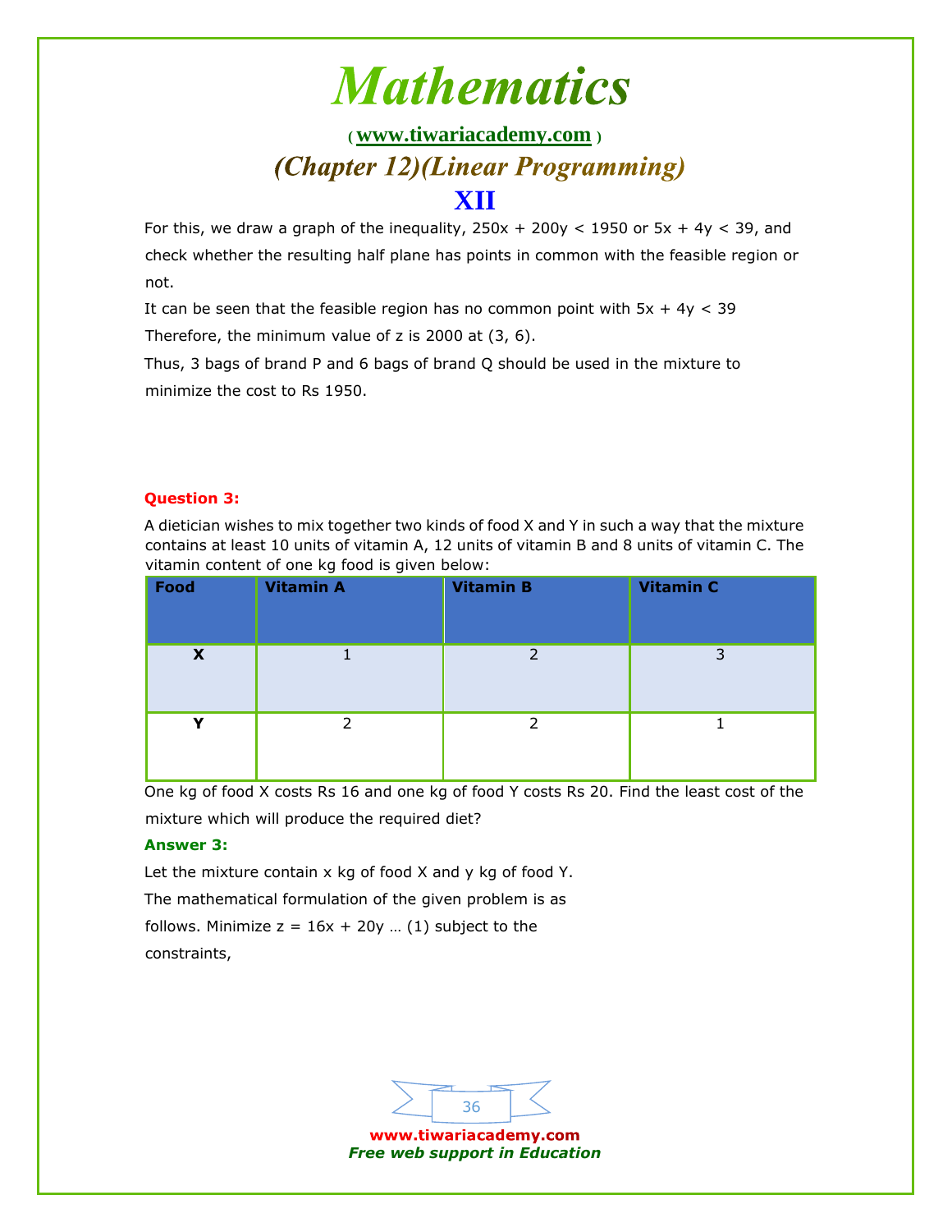For this, we draw a graph of the inequality, $250x + 200y < 1950$ or $5x + 4y < 39$, and check whether the resulting half plane has points in common with the feasible region or not.

It can be seen that the feasible region has no common point with $5x + 4y < 39$

Therefore, the minimum value of z is 2000 at (3, 6).

Thus, 3 bags of brand P and 6 bags of brand Q should be used in the mixture to minimize the cost to Rs 1950.

**Question 3:**

A dietician wishes to mix together two kinds of food X and Y in such a way that the mixture contains at least 10 units of vitamin A, 12 units of vitamin B and 8 units of vitamin C. The vitamin content of one kg food is given below:

| Food | Vitamin A | Vitamin B | Vitamin C |
|---|---|---|---|
| X | 1 | 2 | 3 |
| Y | 2 | 2 | 1 |

One kg of food X costs Rs 16 and one kg of food Y costs Rs 20. Find the least cost of the mixture which will produce the required diet?

**Answer 3:**

Let the mixture contain x kg of food X and y kg of food Y.

The mathematical formulation of the given problem is as follows. Minimize $z = 16x + 20y$ … (1) subject to the constraints,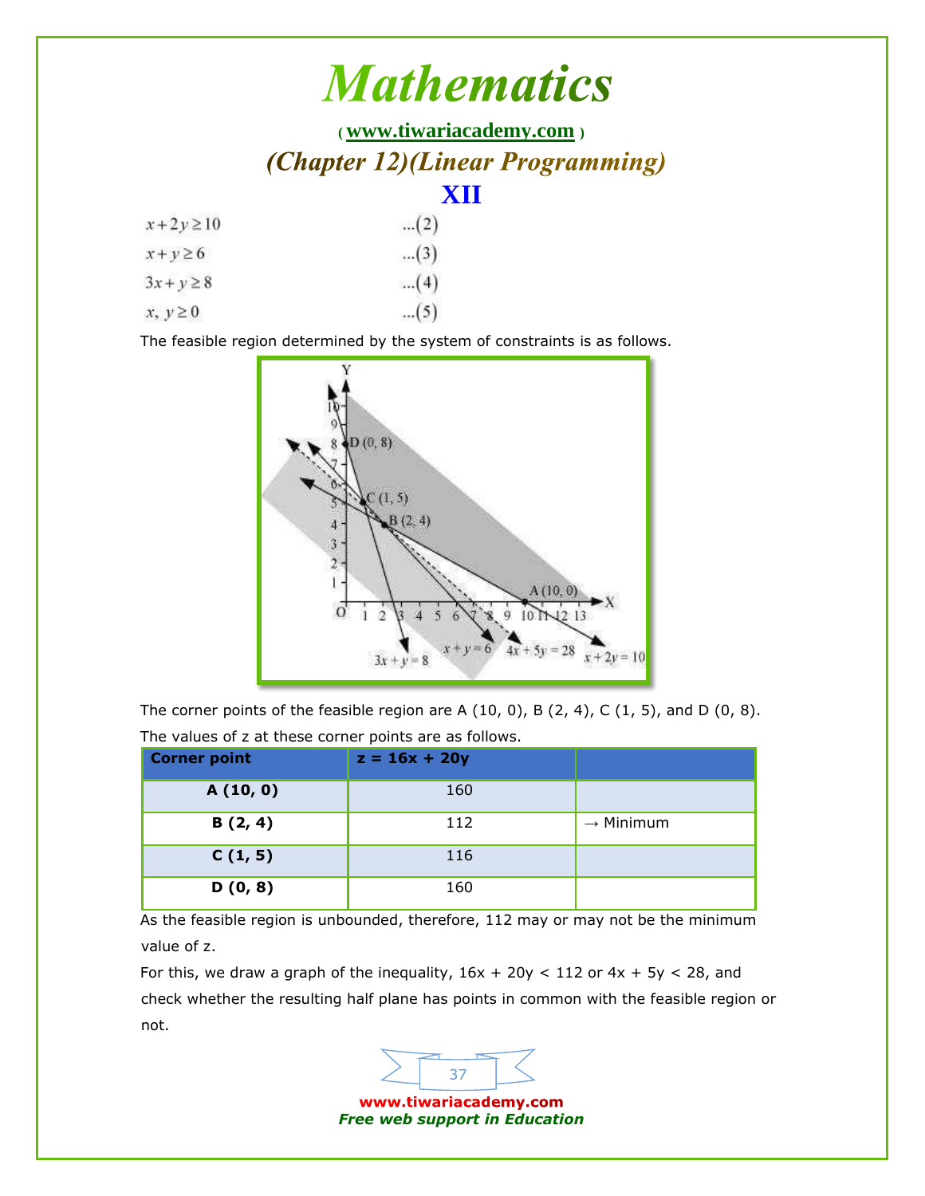$$x + 2y \geq 10 \qquad \ldots(2)$$

$$x + y \geq 6 \qquad \ldots(3)$$

$$3x + y \geq 8 \qquad \ldots(4)$$

$$x, y \geq 0 \qquad \ldots(5)$$

The feasible region determined by the system of constraints is as follows.

The corner points of the feasible region are A (10, 0), B (2, 4), C (1, 5), and D (0, 8).

The values of z at these corner points are as follows.

| Corner point | z = 16x + 20y | |
|---|---|---|
| **A (10, 0)** | 160 | |
| **B (2, 4)** | 112 | → Minimum |
| **C (1, 5)** | 116 | |
| **D (0, 8)** | 160 | |

As the feasible region is unbounded, therefore, 112 may or may not be the minimum value of z.

For this, we draw a graph of the inequality, $16x + 20y < 112$ or $4x + 5y < 28$, and check whether the resulting half plane has points in common with the feasible region or not.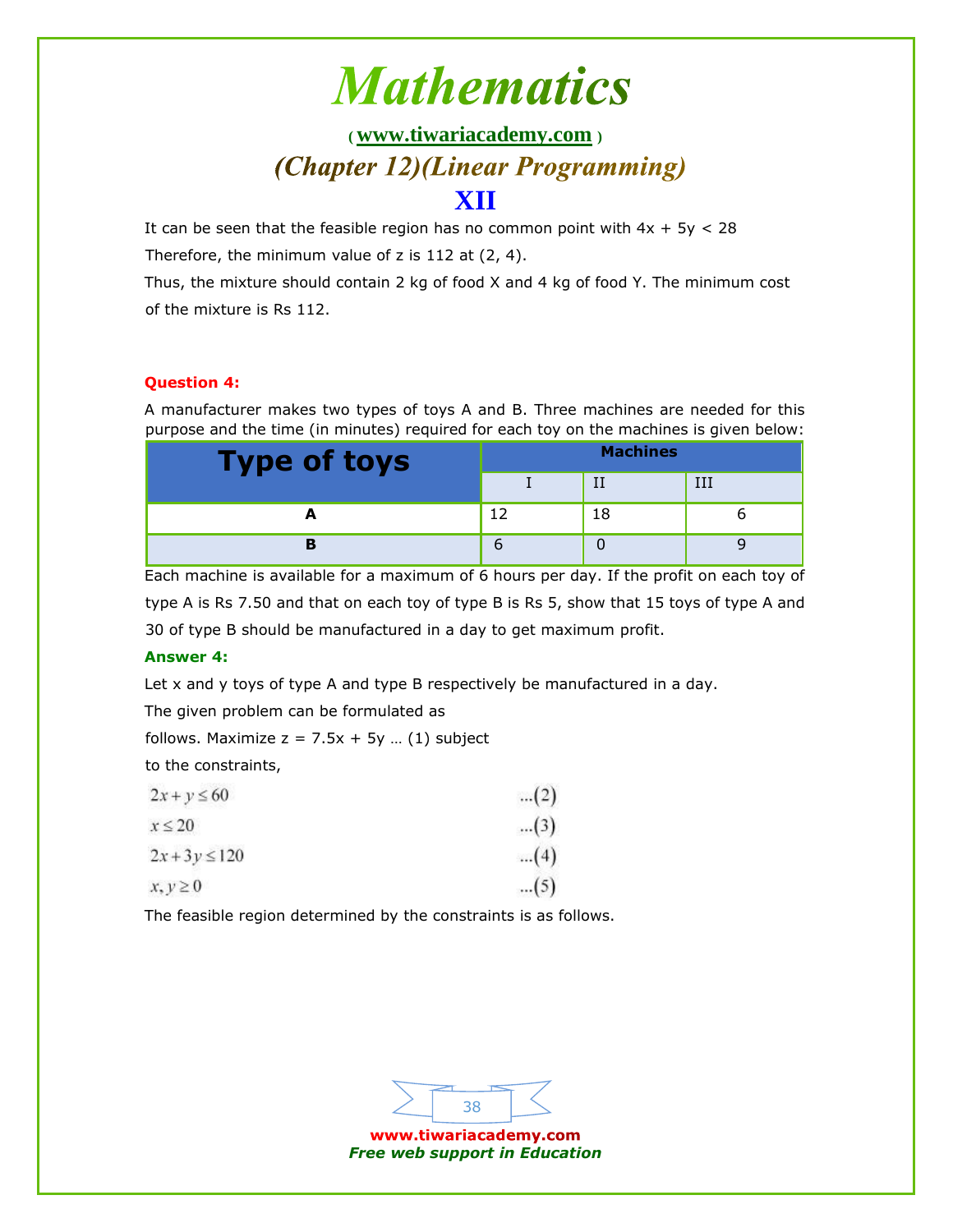It can be seen that the feasible region has no common point with $4x + 5y < 28$

Therefore, the minimum value of z is 112 at (2, 4).

Thus, the mixture should contain 2 kg of food X and 4 kg of food Y. The minimum cost of the mixture is Rs 112.

**Question 4:**

A manufacturer makes two types of toys A and B. Three machines are needed for this purpose and the time (in minutes) required for each toy on the machines is given below:

| Type of toys | Machines | | |
|---|---|---|---|
| | I | II | III |
| **A** | 12 | 18 | 6 |
| **B** | 6 | 0 | 9 |

Each machine is available for a maximum of 6 hours per day. If the profit on each toy of type A is Rs 7.50 and that on each toy of type B is Rs 5, show that 15 toys of type A and 30 of type B should be manufactured in a day to get maximum profit.

**Answer 4:**

Let x and y toys of type A and type B respectively be manufactured in a day.

The given problem can be formulated as follows. Maximize $z = 7.5x + 5y$ … (1) subject to the constraints,

$$2x + y \le 60 \quad \ldots(2)$$

$$x \le 20 \quad \ldots(3)$$

$$2x + 3y \le 120 \quad \ldots(4)$$

$$x, y \ge 0 \quad \ldots(5)$$

The feasible region determined by the constraints is as follows.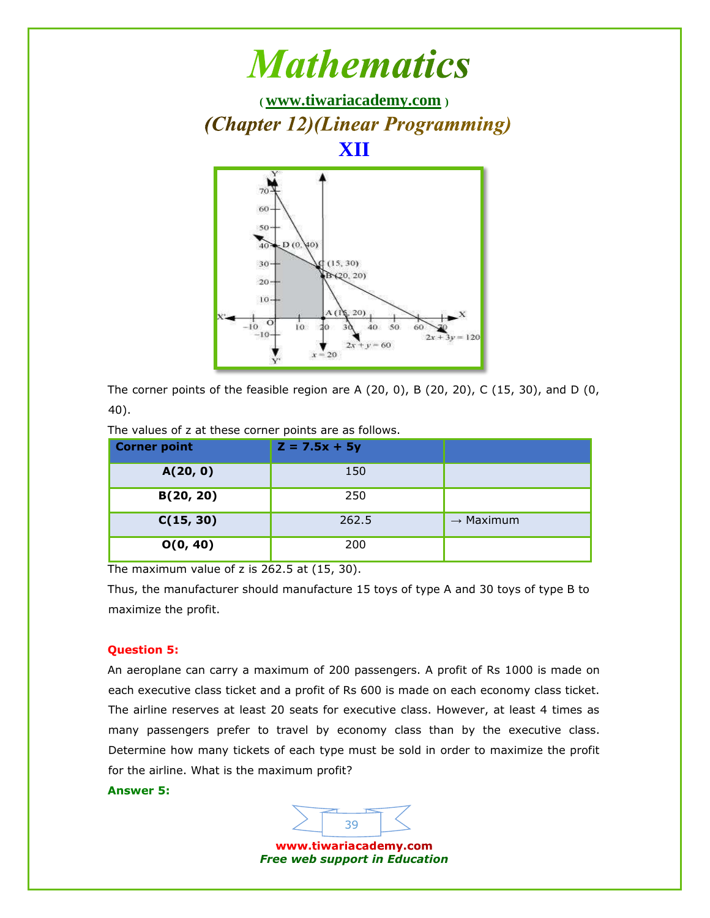The corner points of the feasible region are A (20, 0), B (20, 20), C (15, 30), and D (0, 40).

The values of z at these corner points are as follows.

| Corner point | Z = 7.5x + 5y | |
|---|---|---|
| A(20, 0) | 150 | |
| B(20, 20) | 250 | |
| C(15, 30) | 262.5 | → Maximum |
| O(0, 40) | 200 | |

The maximum value of z is 262.5 at (15, 30).

Thus, the manufacturer should manufacture 15 toys of type A and 30 toys of type B to maximize the profit.

**Question 5:**

An aeroplane can carry a maximum of 200 passengers. A profit of Rs 1000 is made on each executive class ticket and a profit of Rs 600 is made on each economy class ticket. The airline reserves at least 20 seats for executive class. However, at least 4 times as many passengers prefer to travel by economy class than by the executive class. Determine how many tickets of each type must be sold in order to maximize the profit for the airline. What is the maximum profit?

**Answer 5:**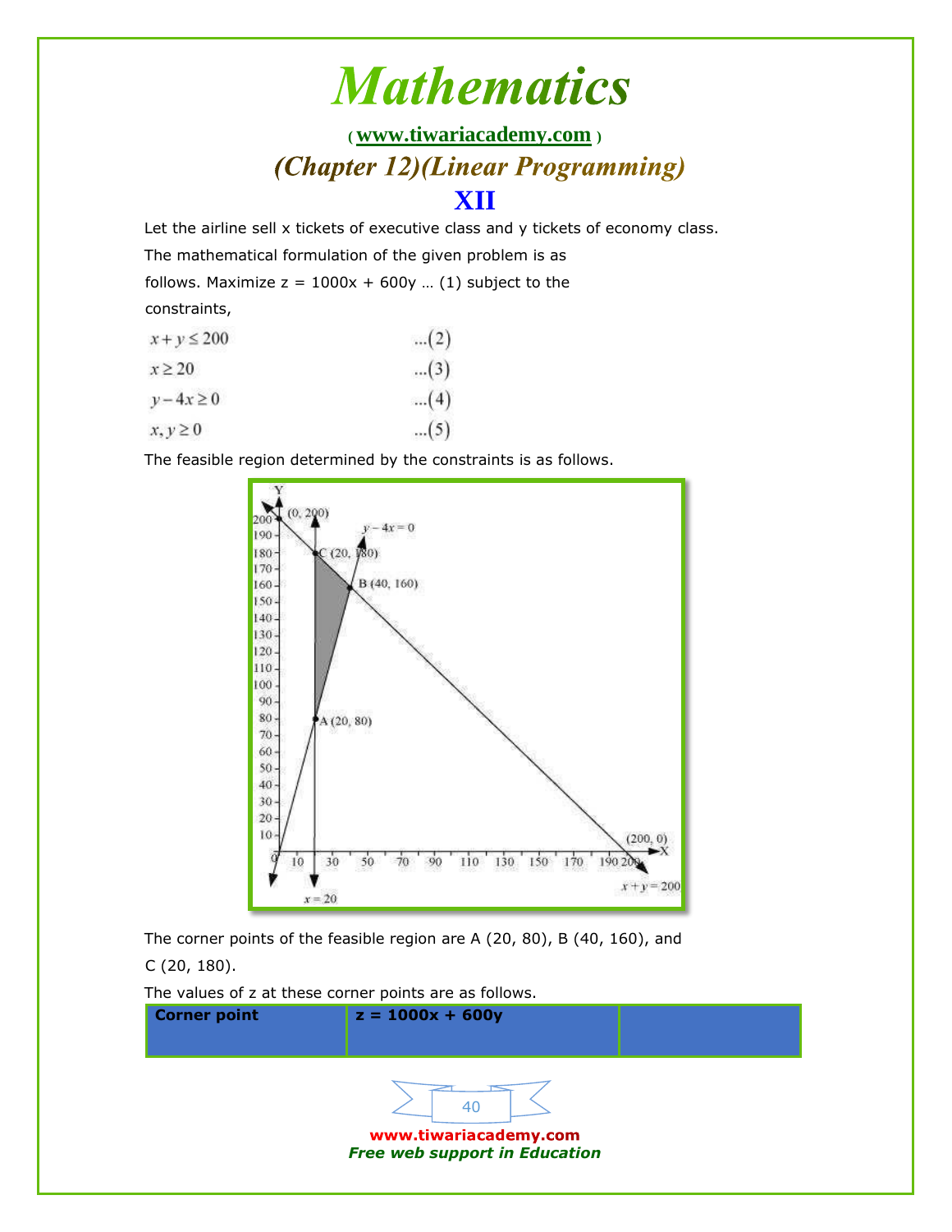Let the airline sell x tickets of executive class and y tickets of economy class.

The mathematical formulation of the given problem is as follows. Maximize $z = 1000x + 600y$ … (1) subject to the constraints,

$$x + y \leq 200 \quad \text{...(2)}$$

$$x \geq 20 \quad \text{...(3)}$$

$$y - 4x \geq 0 \quad \text{...(4)}$$

$$x, y \geq 0 \quad \text{...(5)}$$

The feasible region determined by the constraints is as follows.

The corner points of the feasible region are A (20, 80), B (40, 160), and C (20, 180).

The values of z at these corner points are as follows.

| Corner point | z = 1000x + 600y | |
|---|---|---|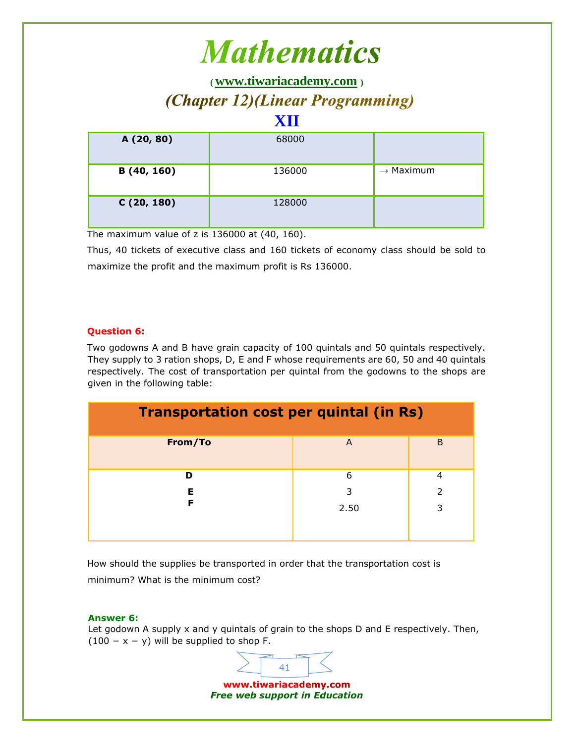| A (20, 80) | 68000 | |
|---|---|---|
| B (40, 160) | 136000 | → Maximum |
| C (20, 180) | 128000 | |

The maximum value of z is 136000 at (40, 160).

Thus, 40 tickets of executive class and 160 tickets of economy class should be sold to maximize the profit and the maximum profit is Rs 136000.

**Question 6:**

Two godowns A and B have grain capacity of 100 quintals and 50 quintals respectively. They supply to 3 ration shops, D, E and F whose requirements are 60, 50 and 40 quintals respectively. The cost of transportation per quintal from the godowns to the shops are given in the following table:

| Transportation cost per quintal (in Rs) | | |
|---|---|---|
| From/To | A | B |
| D | 6 | 4 |
| E | 3 | 2 |
| F | 2.50 | 3 |

How should the supplies be transported in order that the transportation cost is minimum? What is the minimum cost?

**Answer 6:**

Let godown A supply $x$ and $y$ quintals of grain to the shops D and E respectively. Then, $(100 - x - y)$ will be supplied to shop F.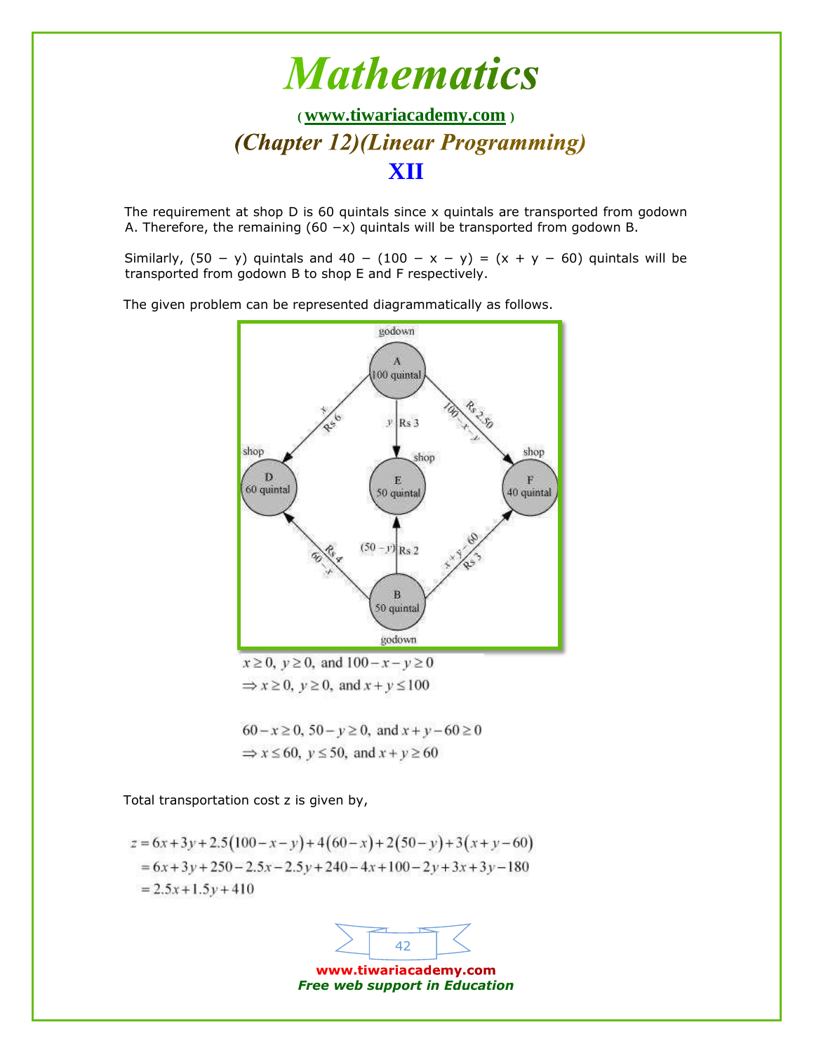The requirement at shop D is 60 quintals since x quintals are transported from godown A. Therefore, the remaining $(60 - x)$ quintals will be transported from godown B.

Similarly, $(50 - y)$ quintals and $40 - (100 - x - y) = (x + y - 60)$ quintals will be transported from godown B to shop E and F respectively.

The given problem can be represented diagrammatically as follows.

$$x \geq 0,\ y \geq 0, \text{ and } 100 - x - y \geq 0$$
$$\Rightarrow x \geq 0,\ y \geq 0, \text{ and } x + y \leq 100$$

$$60 - x \geq 0,\ 50 - y \geq 0, \text{ and } x + y - 60 \geq 0$$
$$\Rightarrow x \leq 60,\ y \leq 50, \text{ and } x + y \geq 60$$

Total transportation cost z is given by,

$$z = 6x + 3y + 2.5(100 - x - y) + 4(60 - x) + 2(50 - y) + 3(x + y - 60)$$
$$= 6x + 3y + 250 - 2.5x - 2.5y + 240 - 4x + 100 - 2y + 3x + 3y - 180$$
$$= 2.5x + 1.5y + 410$$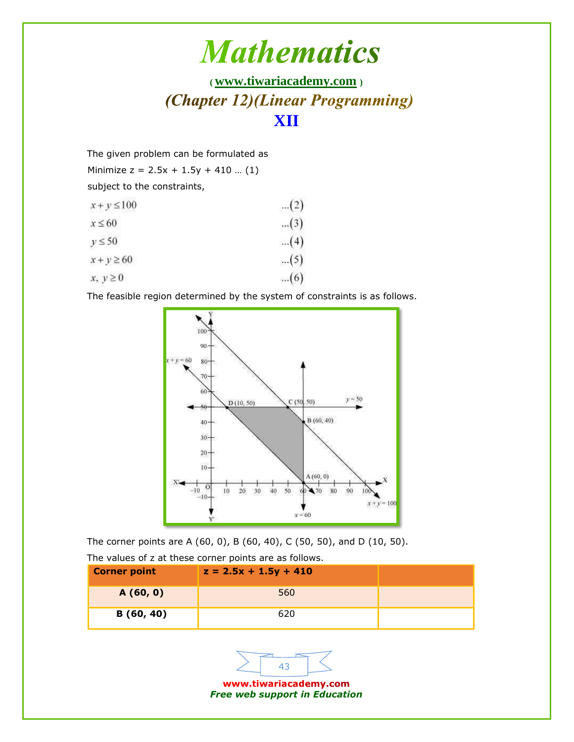The given problem can be formulated as

Minimize $z = 2.5x + 1.5y + 410$ … (1)

subject to the constraints,

$$x + y \leq 100 \quad \text{...(2)}$$

$$x \leq 60 \quad \text{...(3)}$$

$$y \leq 50 \quad \text{...(4)}$$

$$x + y \geq 60 \quad \text{...(5)}$$

$$x, y \geq 0 \quad \text{...(6)}$$

The feasible region determined by the system of constraints is as follows.

The corner points are A (60, 0), B (60, 40), C (50, 50), and D (10, 50).

The values of z at these corner points are as follows.

| Corner point | $z = 2.5x + 1.5y + 410$ | |
|---|---|---|
| **A (60, 0)** | 560 | |
| **B (60, 40)** | 620 | |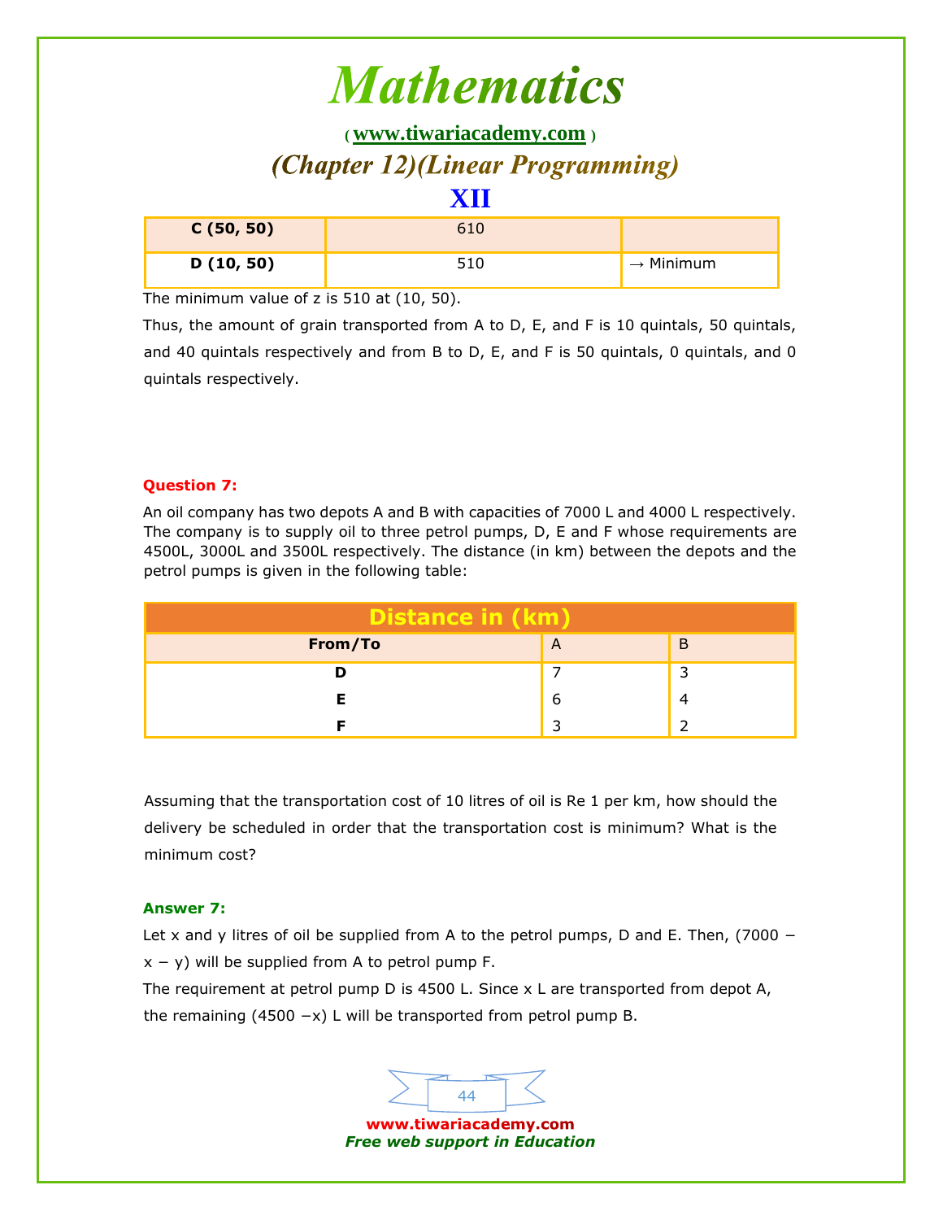| C (50, 50) | 610 | |
|---|---|---|
| D (10, 50) | 510 | → Minimum |

The minimum value of z is 510 at (10, 50).

Thus, the amount of grain transported from A to D, E, and F is 10 quintals, 50 quintals, and 40 quintals respectively and from B to D, E, and F is 50 quintals, 0 quintals, and 0 quintals respectively.

**Question 7:**

An oil company has two depots A and B with capacities of 7000 L and 4000 L respectively. The company is to supply oil to three petrol pumps, D, E and F whose requirements are 4500L, 3000L and 3500L respectively. The distance (in km) between the depots and the petrol pumps is given in the following table:

| Distance in (km) | | |
|---|---|---|
| **From/To** | A | B |
| **D** | 7 | 3 |
| **E** | 6 | 4 |
| **F** | 3 | 2 |

Assuming that the transportation cost of 10 litres of oil is Re 1 per km, how should the delivery be scheduled in order that the transportation cost is minimum? What is the minimum cost?

**Answer 7:**

Let x and y litres of oil be supplied from A to the petrol pumps, D and E. Then, $(7000 - x - y)$ will be supplied from A to petrol pump F.

The requirement at petrol pump D is 4500 L. Since x L are transported from depot A, the remaining $(4500 - x)$ L will be transported from petrol pump B.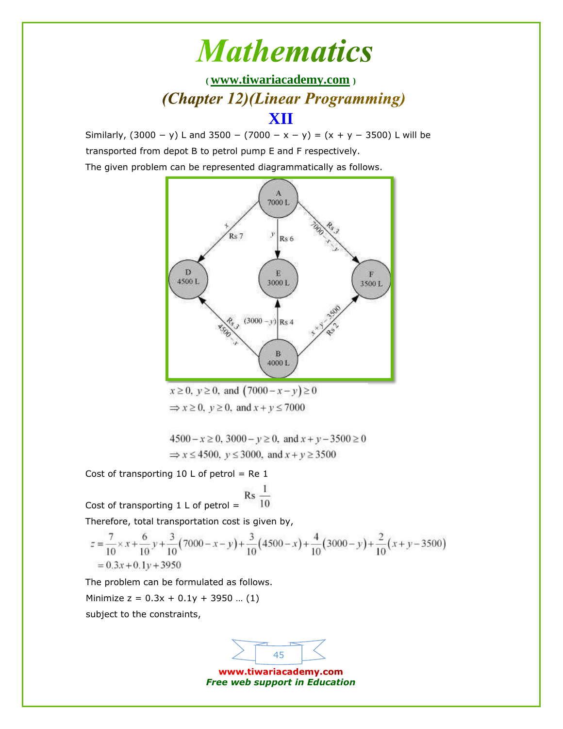Similarly, (3000 − y) L and 3500 − (7000 − x − y) = (x + y − 3500) L will be transported from depot B to petrol pump E and F respectively.

The given problem can be represented diagrammatically as follows.

$$x \geq 0,\ y \geq 0, \text{ and } (7000 - x - y) \geq 0$$
$$\Rightarrow x \geq 0,\ y \geq 0, \text{ and } x + y \leq 7000$$

$$4500 - x \geq 0,\ 3000 - y \geq 0, \text{ and } x + y - 3500 \geq 0$$
$$\Rightarrow x \leq 4500,\ y \leq 3000, \text{ and } x + y \geq 3500$$

Cost of transporting 10 L of petrol = Re 1

Cost of transporting 1 L of petrol = Rs $\frac{1}{10}$

Therefore, total transportation cost is given by,

$$z = \frac{7}{10} \times x + \frac{6}{10}y + \frac{3}{10}(7000 - x - y) + \frac{3}{10}(4500 - x) + \frac{4}{10}(3000 - y) + \frac{2}{10}(x + y - 3500)$$
$$= 0.3x + 0.1y + 3950$$

The problem can be formulated as follows.

Minimize z = 0.3x + 0.1y + 3950 … (1)

subject to the constraints,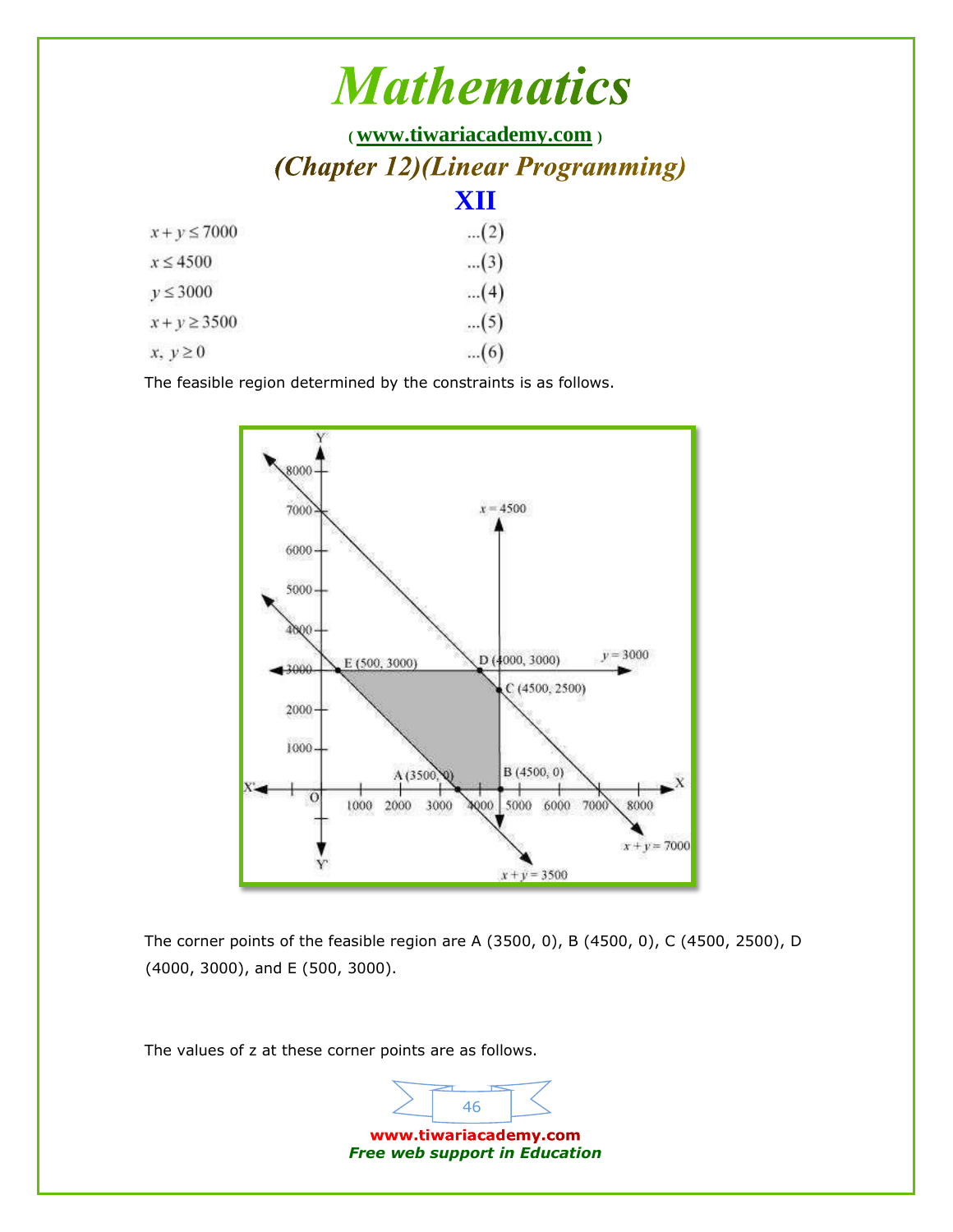$$x + y \le 7000 \quad \ldots(2)$$

$$x \le 4500 \quad \ldots(3)$$

$$y \le 3000 \quad \ldots(4)$$

$$x + y \ge 3500 \quad \ldots(5)$$

$$x, y \ge 0 \quad \ldots(6)$$

The feasible region determined by the constraints is as follows.

The corner points of the feasible region are A (3500, 0), B (4500, 0), C (4500, 2500), D (4000, 3000), and E (500, 3000).

The values of z at these corner points are as follows.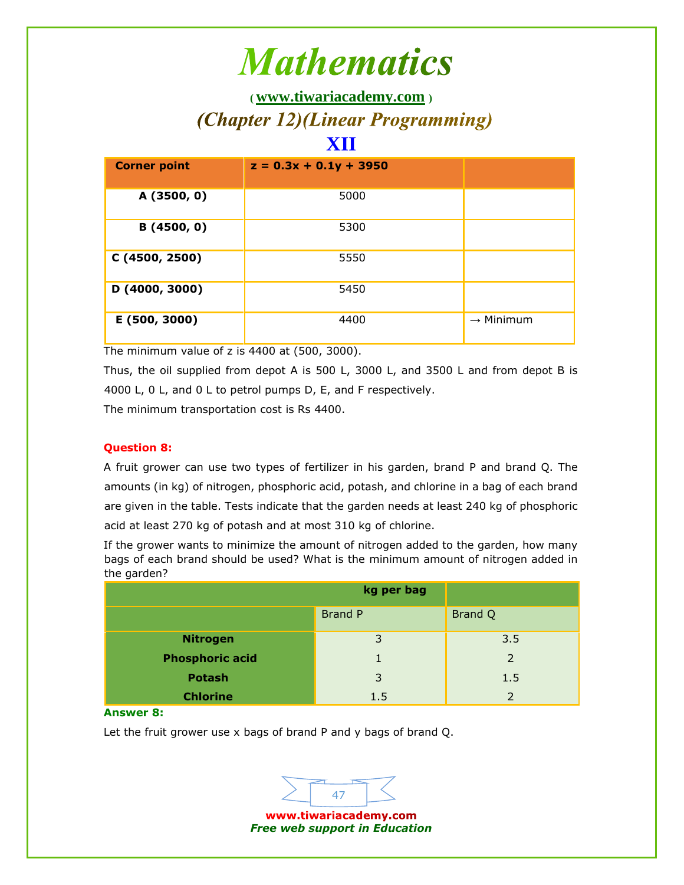| Corner point | $z = 0.3x + 0.1y + 3950$ | |
|---|---|---|
| A (3500, 0) | 5000 | |
| B (4500, 0) | 5300 | |
| C (4500, 2500) | 5550 | |
| D (4000, 3000) | 5450 | |
| E (500, 3000) | 4400 | → Minimum |

The minimum value of z is 4400 at (500, 3000).

Thus, the oil supplied from depot A is 500 L, 3000 L, and 3500 L and from depot B is 4000 L, 0 L, and 0 L to petrol pumps D, E, and F respectively.

The minimum transportation cost is Rs 4400.

**Question 8:**

A fruit grower can use two types of fertilizer in his garden, brand P and brand Q. The amounts (in kg) of nitrogen, phosphoric acid, potash, and chlorine in a bag of each brand are given in the table. Tests indicate that the garden needs at least 240 kg of phosphoric acid at least 270 kg of potash and at most 310 kg of chlorine.

If the grower wants to minimize the amount of nitrogen added to the garden, how many bags of each brand should be used? What is the minimum amount of nitrogen added in the garden?

| | kg per bag | |
|---|---|---|
| | Brand P | Brand Q |
| **Nitrogen** | 3 | 3.5 |
| **Phosphoric acid** | 1 | 2 |
| **Potash** | 3 | 1.5 |
| **Chlorine** | 1.5 | 2 |

**Answer 8:**

Let the fruit grower use x bags of brand P and y bags of brand Q.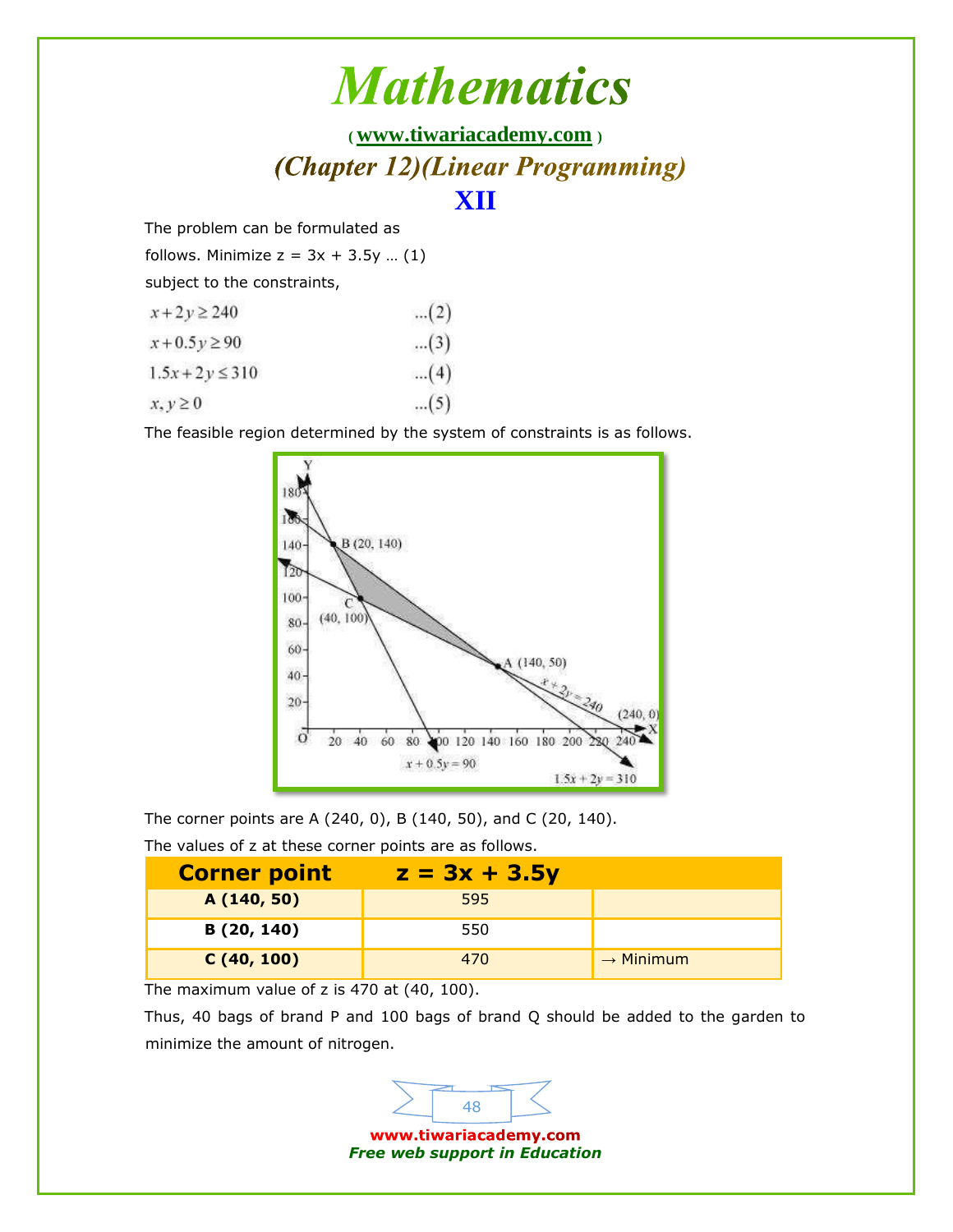The problem can be formulated as

follows. Minimize z = 3x + 3.5y … (1)

subject to the constraints,

$$x + 2y \geq 240 \quad \ldots(2)$$

$$x + 0.5y \geq 90 \quad \ldots(3)$$

$$1.5x + 2y \leq 310 \quad \ldots(4)$$

$$x, y \geq 0 \quad \ldots(5)$$

The feasible region determined by the system of constraints is as follows.

The corner points are A (240, 0), B (140, 50), and C (20, 140).

The values of z at these corner points are as follows.

| Corner point | z = 3x + 3.5y | |
|---|---|---|
| **A (140, 50)** | 595 | |
| **B (20, 140)** | 550 | |
| **C (40, 100)** | 470 | → Minimum |

The maximum value of z is 470 at (40, 100).

Thus, 40 bags of brand P and 100 bags of brand Q should be added to the garden to minimize the amount of nitrogen.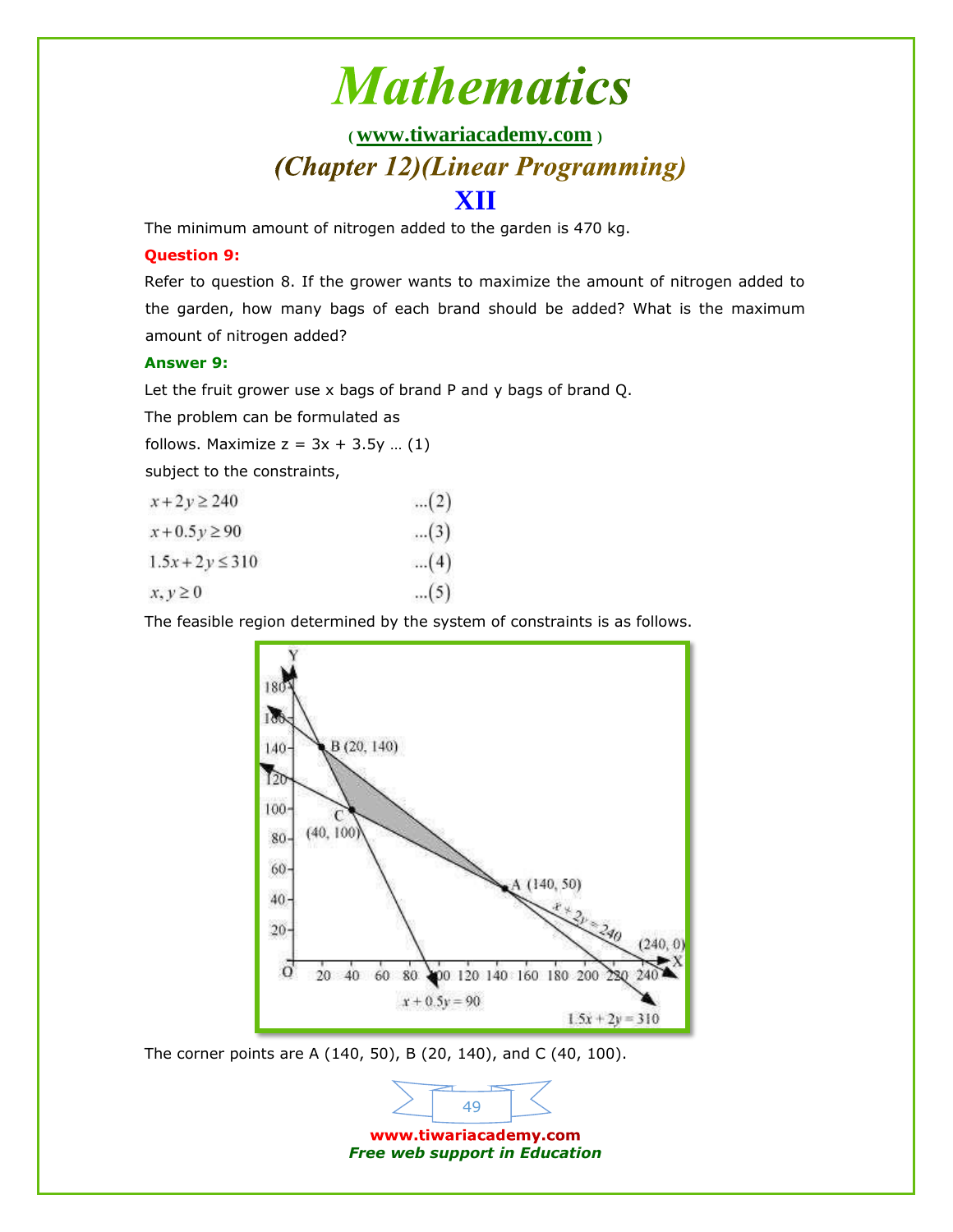The minimum amount of nitrogen added to the garden is 470 kg.

**Question 9:**

Refer to question 8. If the grower wants to maximize the amount of nitrogen added to the garden, how many bags of each brand should be added? What is the maximum amount of nitrogen added?

**Answer 9:**

Let the fruit grower use x bags of brand P and y bags of brand Q.

The problem can be formulated as follows. Maximize $z = 3x + 3.5y$ … (1)

subject to the constraints,

$$x + 2y \geq 240 \quad \ldots(2)$$

$$x + 0.5y \geq 90 \quad \ldots(3)$$

$$1.5x + 2y \leq 310 \quad \ldots(4)$$

$$x, y \geq 0 \quad \ldots(5)$$

The feasible region determined by the system of constraints is as follows.

The corner points are A (140, 50), B (20, 140), and C (40, 100).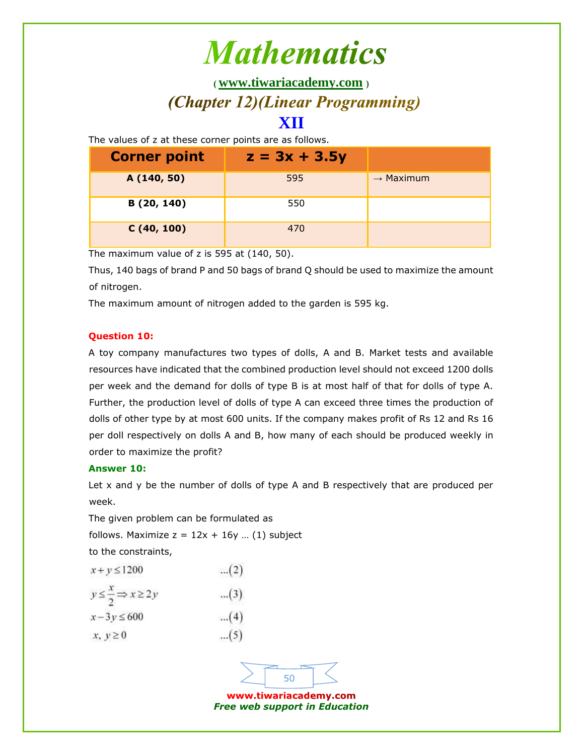The values of z at these corner points are as follows.

| Corner point | $z = 3x + 3.5y$ | |
|---|---|---|
| **A (140, 50)** | 595 | → Maximum |
| **B (20, 140)** | 550 | |
| **C (40, 100)** | 470 | |

The maximum value of z is 595 at (140, 50).

Thus, 140 bags of brand P and 50 bags of brand Q should be used to maximize the amount of nitrogen.

The maximum amount of nitrogen added to the garden is 595 kg.

**Question 10:**

A toy company manufactures two types of dolls, A and B. Market tests and available resources have indicated that the combined production level should not exceed 1200 dolls per week and the demand for dolls of type B is at most half of that for dolls of type A. Further, the production level of dolls of type A can exceed three times the production of dolls of other type by at most 600 units. If the company makes profit of Rs 12 and Rs 16 per doll respectively on dolls A and B, how many of each should be produced weekly in order to maximize the profit?

**Answer 10:**

Let x and y be the number of dolls of type A and B respectively that are produced per week.

The given problem can be formulated as follows. Maximize $z = 12x + 16y$ … (1) subject to the constraints,

$$x + y \le 1200 \qquad \ldots(2)$$

$$y \le \frac{x}{2} \Rightarrow x \ge 2y \qquad \ldots(3)$$

$$x - 3y \le 600 \qquad \ldots(4)$$

$$x,\ y \ge 0 \qquad \ldots(5)$$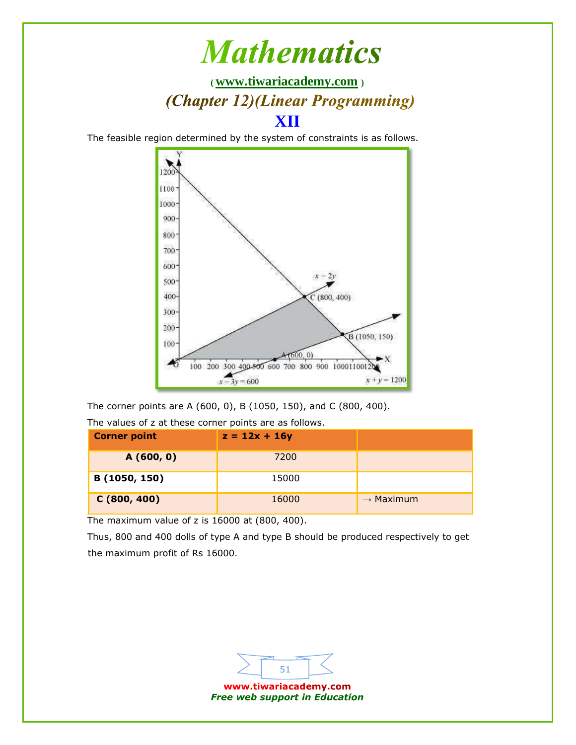The feasible region determined by the system of constraints is as follows.

Y
1200
1100
1000
900
800
700
600
500
400
300
200
100
O
100 200 300 400 500 600 700 800 900 1000 1100 1200
X
$x = 2y$
C (800, 400)
B (1050, 150)
A (600, 0)
$x - 3y = 600$
$x + y = 1200$

The corner points are A (600, 0), B (1050, 150), and C (800, 400).

The values of z at these corner points are as follows.

| Corner point | z = 12x + 16y | |
|---|---|---|
| **A (600, 0)** | 7200 | |
| **B (1050, 150)** | 15000 | |
| **C (800, 400)** | 16000 | → Maximum |

The maximum value of z is 16000 at (800, 400).

Thus, 800 and 400 dolls of type A and type B should be produced respectively to get the maximum profit of Rs 16000.